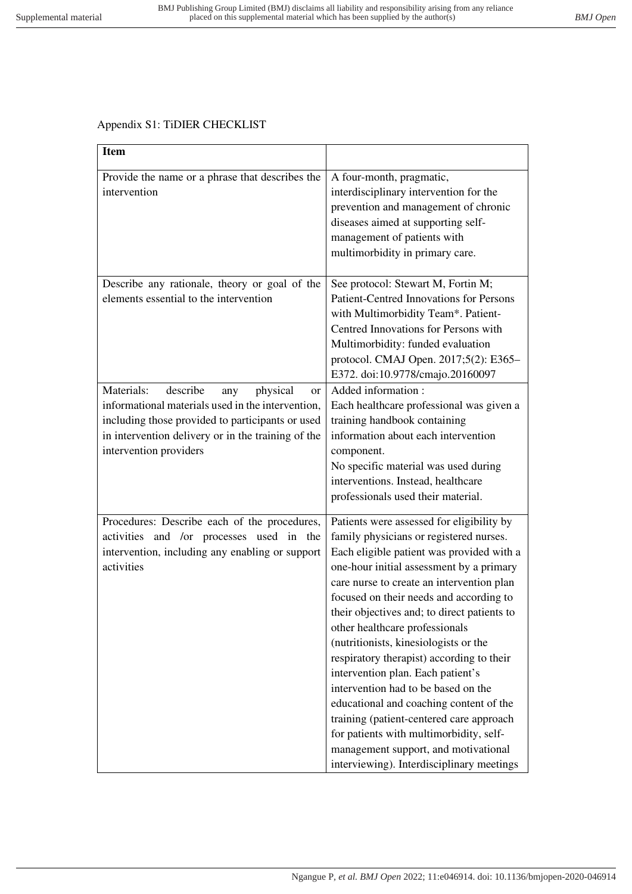Appendix S1: TiDIER CHECKLIST

| Item | |
|---|---|
| Provide the name or a phrase that describes the intervention | A four-month, pragmatic, interdisciplinary intervention for the prevention and management of chronic diseases aimed at supporting self-management of patients with multimorbidity in primary care. |
| Describe any rationale, theory or goal of the elements essential to the intervention | See protocol: Stewart M, Fortin M; Patient-Centred Innovations for Persons with Multimorbidity Team*. Patient-Centred Innovations for Persons with Multimorbidity: funded evaluation protocol. CMAJ Open. 2017;5(2): E365–E372. doi:10.9778/cmajo.20160097 |
| Materials: describe any physical or informational materials used in the intervention, including those provided to participants or used in intervention delivery or in the training of the intervention providers | Added information : Each healthcare professional was given a training handbook containing information about each intervention component. No specific material was used during interventions. Instead, healthcare professionals used their material. |
| Procedures: Describe each of the procedures, activities and /or processes used in the intervention, including any enabling or support activities | Patients were assessed for eligibility by family physicians or registered nurses. Each eligible patient was provided with a one-hour initial assessment by a primary care nurse to create an intervention plan focused on their needs and according to their objectives and; to direct patients to other healthcare professionals (nutritionists, kinesiologists or the respiratory therapist) according to their intervention plan. Each patient's intervention had to be based on the educational and coaching content of the training (patient-centered care approach for patients with multimorbidity, self-management support, and motivational interviewing). Interdisciplinary meetings |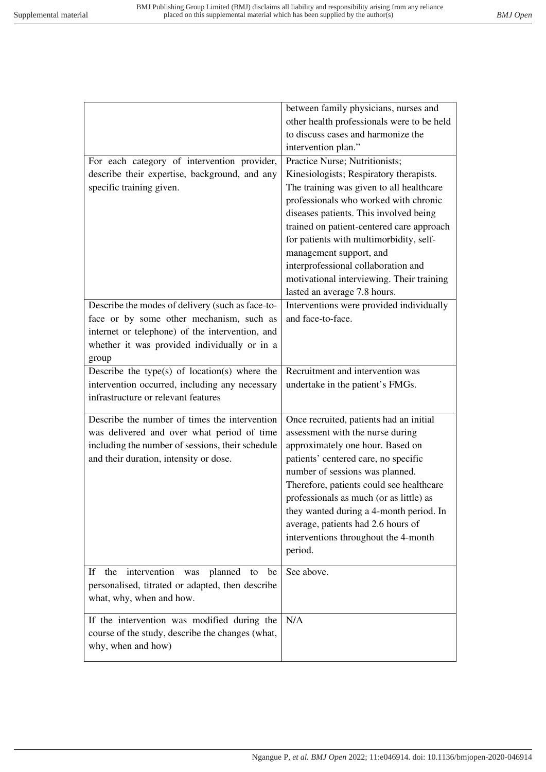| | |
|---|---|
| | between family physicians, nurses and other health professionals were to be held to discuss cases and harmonize the intervention plan." |
| For each category of intervention provider, describe their expertise, background, and any specific training given. | Practice Nurse; Nutritionists; Kinesiologists; Respiratory therapists. The training was given to all healthcare professionals who worked with chronic diseases patients. This involved being trained on patient-centered care approach for patients with multimorbidity, self-management support, and interprofessional collaboration and motivational interviewing. Their training lasted an average 7.8 hours. |
| Describe the modes of delivery (such as face-to-face or by some other mechanism, such as internet or telephone) of the intervention, and whether it was provided individually or in a group | Interventions were provided individually and face-to-face. |
| Describe the type(s) of location(s) where the intervention occurred, including any necessary infrastructure or relevant features | Recruitment and intervention was undertake in the patient's FMGs. |
| Describe the number of times the intervention was delivered and over what period of time including the number of sessions, their schedule and their duration, intensity or dose. | Once recruited, patients had an initial assessment with the nurse during approximately one hour. Based on patients' centered care, no specific number of sessions was planned. Therefore, patients could see healthcare professionals as much (or as little) as they wanted during a 4-month period. In average, patients had 2.6 hours of interventions throughout the 4-month period. |
| If the intervention was planned to be personalised, titrated or adapted, then describe what, why, when and how. | See above. |
| If the intervention was modified during the course of the study, describe the changes (what, why, when and how) | N/A |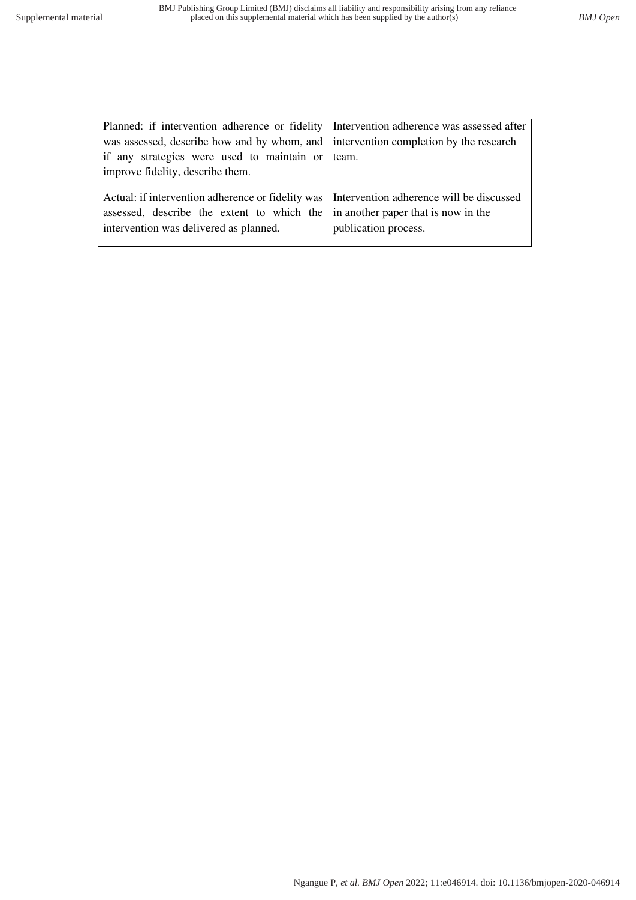| | |
|---|---|
| Planned: if intervention adherence or fidelity was assessed, describe how and by whom, and if any strategies were used to maintain or improve fidelity, describe them. | Intervention adherence was assessed after intervention completion by the research team. |
| Actual: if intervention adherence or fidelity was assessed, describe the extent to which the intervention was delivered as planned. | Intervention adherence will be discussed in another paper that is now in the publication process. |